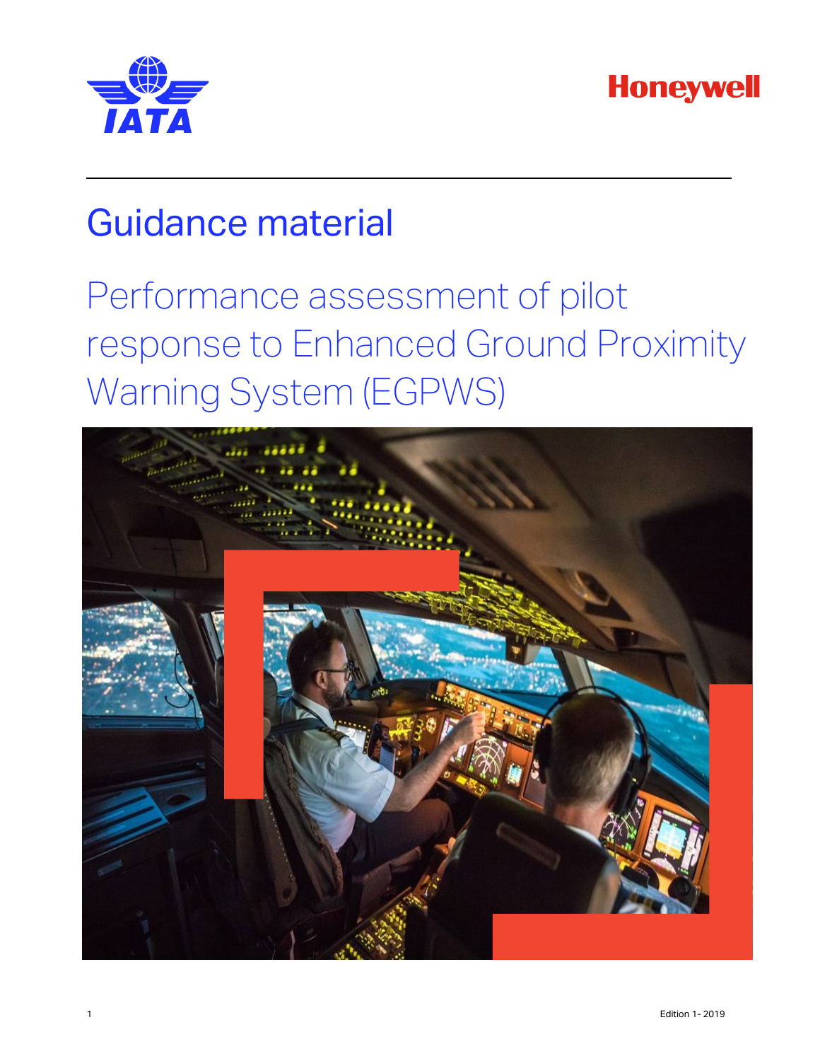IATA

Honeywell

# Guidance material

## Performance assessment of pilot response to Enhanced Ground Proximity Warning System (EGPWS)

Edition 1- 2019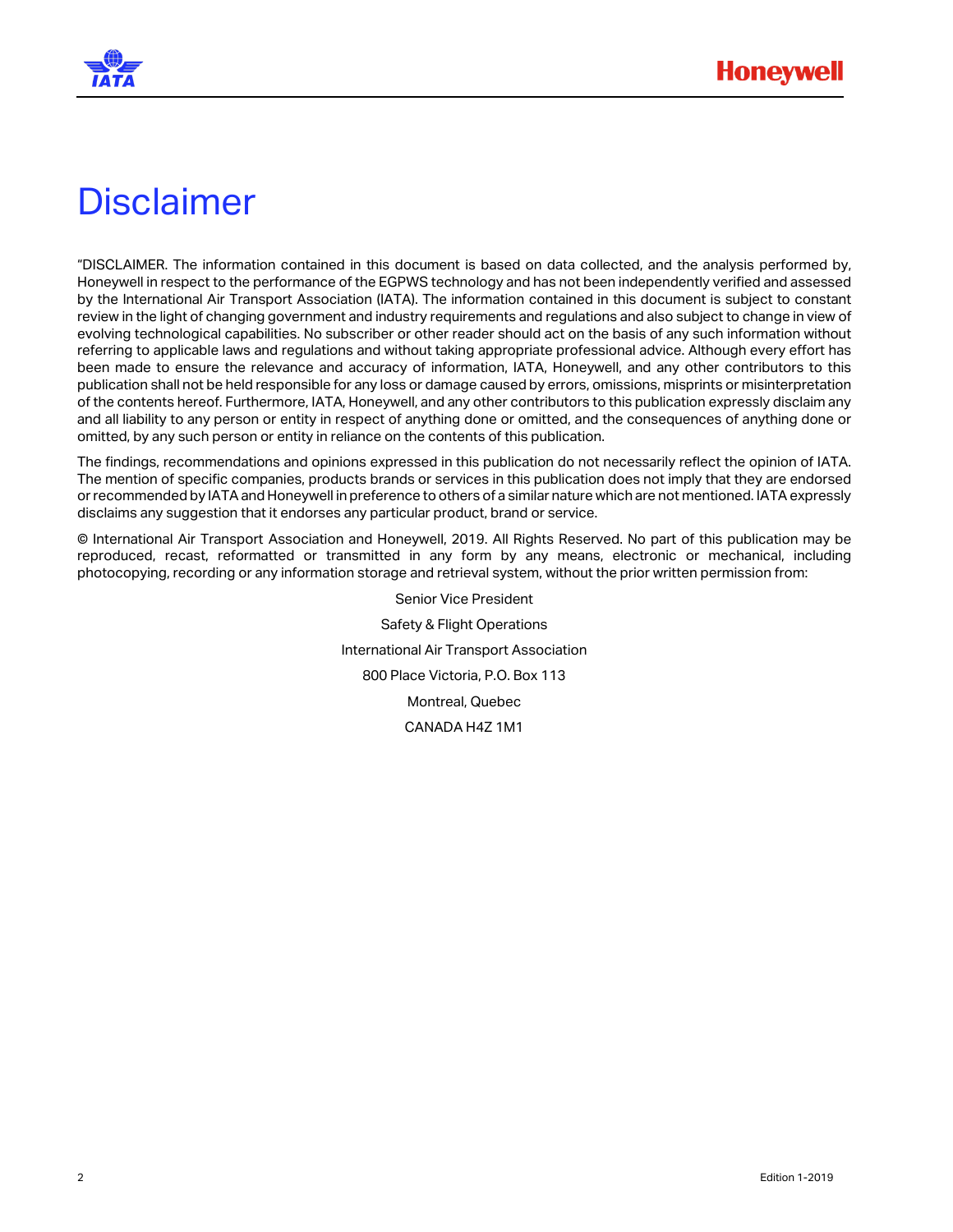# Disclaimer

"DISCLAIMER. The information contained in this document is based on data collected, and the analysis performed by, Honeywell in respect to the performance of the EGPWS technology and has not been independently verified and assessed by the International Air Transport Association (IATA). The information contained in this document is subject to constant review in the light of changing government and industry requirements and regulations and also subject to change in view of evolving technological capabilities. No subscriber or other reader should act on the basis of any such information without referring to applicable laws and regulations and without taking appropriate professional advice. Although every effort has been made to ensure the relevance and accuracy of information, IATA, Honeywell, and any other contributors to this publication shall not be held responsible for any loss or damage caused by errors, omissions, misprints or misinterpretation of the contents hereof. Furthermore, IATA, Honeywell, and any other contributors to this publication expressly disclaim any and all liability to any person or entity in respect of anything done or omitted, and the consequences of anything done or omitted, by any such person or entity in reliance on the contents of this publication.

The findings, recommendations and opinions expressed in this publication do not necessarily reflect the opinion of IATA. The mention of specific companies, products brands or services in this publication does not imply that they are endorsed or recommended by IATA and Honeywell in preference to others of a similar nature which are not mentioned. IATA expressly disclaims any suggestion that it endorses any particular product, brand or service.

© International Air Transport Association and Honeywell, 2019. All Rights Reserved. No part of this publication may be reproduced, recast, reformatted or transmitted in any form by any means, electronic or mechanical, including photocopying, recording or any information storage and retrieval system, without the prior written permission from:

Senior Vice President

Safety & Flight Operations

International Air Transport Association

800 Place Victoria, P.O. Box 113

Montreal, Quebec

CANADA H4Z 1M1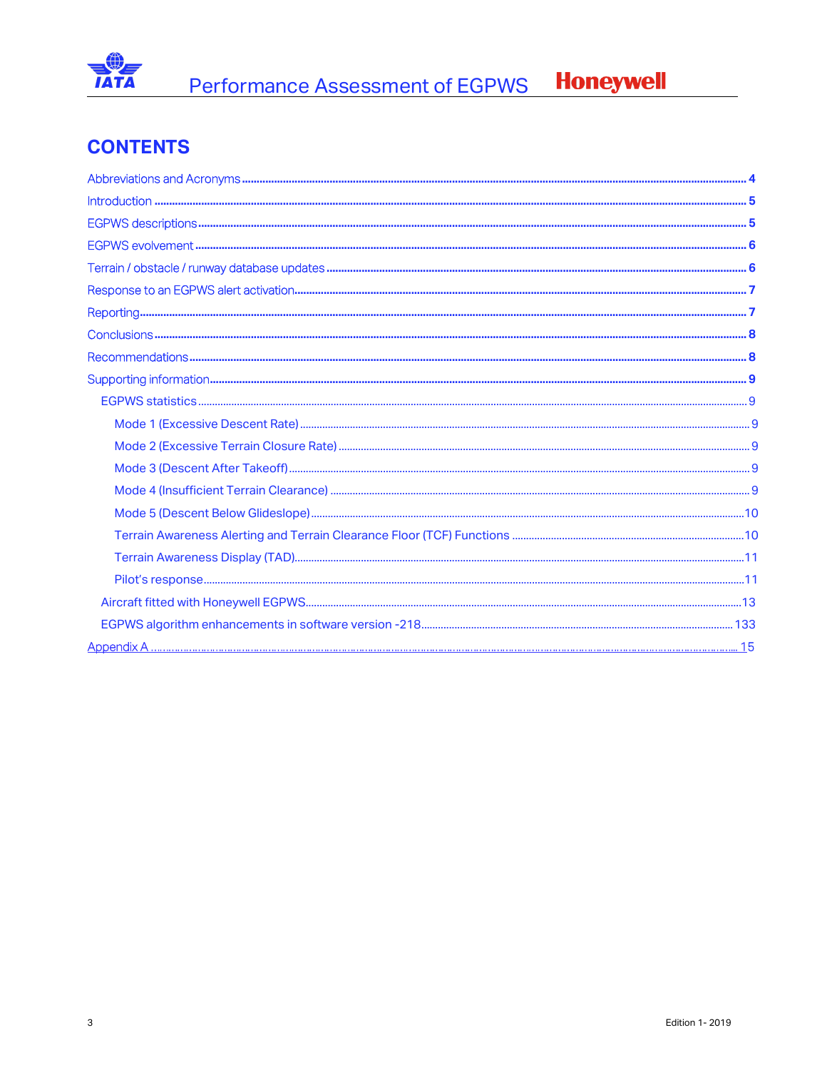# CONTENTS

Abbreviations and Acronyms .......... 4

Introduction .......... 5

EGPWS descriptions .......... 5

EGPWS evolvement .......... 6

Terrain / obstacle / runway database updates .......... 6

Response to an EGPWS alert activation .......... 7

Reporting .......... 7

Conclusions .......... 8

Recommendations .......... 8

Supporting information .......... 9

- EGPWS statistics .......... 9
  - Mode 1 (Excessive Descent Rate) .......... 9
  - Mode 2 (Excessive Terrain Closure Rate) .......... 9
  - Mode 3 (Descent After Takeoff) .......... 9
  - Mode 4 (Insufficient Terrain Clearance) .......... 9
  - Mode 5 (Descent Below Glideslope) .......... 10
  - Terrain Awareness Alerting and Terrain Clearance Floor (TCF) Functions .......... 10
  - Terrain Awareness Display (TAD) .......... 11
  - Pilot's response .......... 11
- Aircraft fitted with Honeywell EGPWS .......... 13
- EGPWS algorithm enhancements in software version -218 .......... 133

Appendix A .......... 15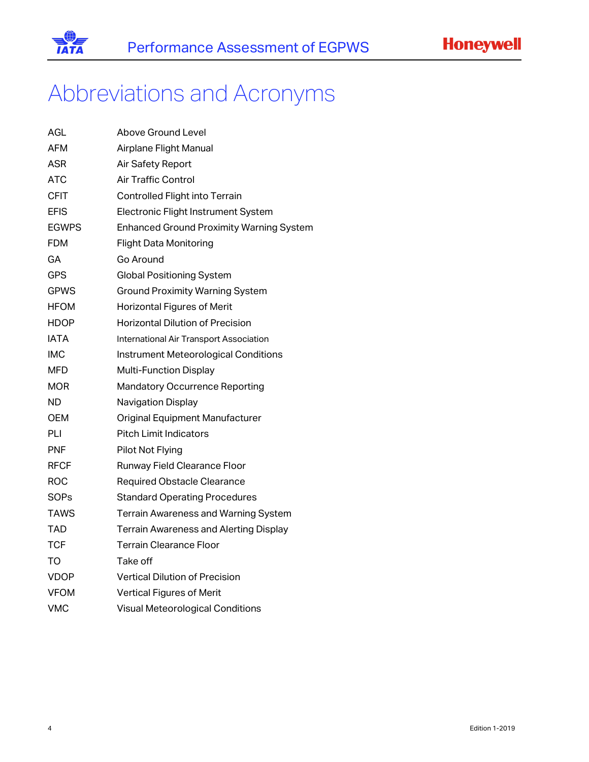# Abbreviations and Acronyms

| | |
|---|---|
| AGL | Above Ground Level |
| AFM | Airplane Flight Manual |
| ASR | Air Safety Report |
| ATC | Air Traffic Control |
| CFIT | Controlled Flight into Terrain |
| EFIS | Electronic Flight Instrument System |
| EGWPS | Enhanced Ground Proximity Warning System |
| FDM | Flight Data Monitoring |
| GA | Go Around |
| GPS | Global Positioning System |
| GPWS | Ground Proximity Warning System |
| HFOM | Horizontal Figures of Merit |
| HDOP | Horizontal Dilution of Precision |
| IATA | International Air Transport Association |
| IMC | Instrument Meteorological Conditions |
| MFD | Multi-Function Display |
| MOR | Mandatory Occurrence Reporting |
| ND | Navigation Display |
| OEM | Original Equipment Manufacturer |
| PLI | Pitch Limit Indicators |
| PNF | Pilot Not Flying |
| RFCF | Runway Field Clearance Floor |
| ROC | Required Obstacle Clearance |
| SOPs | Standard Operating Procedures |
| TAWS | Terrain Awareness and Warning System |
| TAD | Terrain Awareness and Alerting Display |
| TCF | Terrain Clearance Floor |
| TO | Take off |
| VDOP | Vertical Dilution of Precision |
| VFOM | Vertical Figures of Merit |
| VMC | Visual Meteorological Conditions |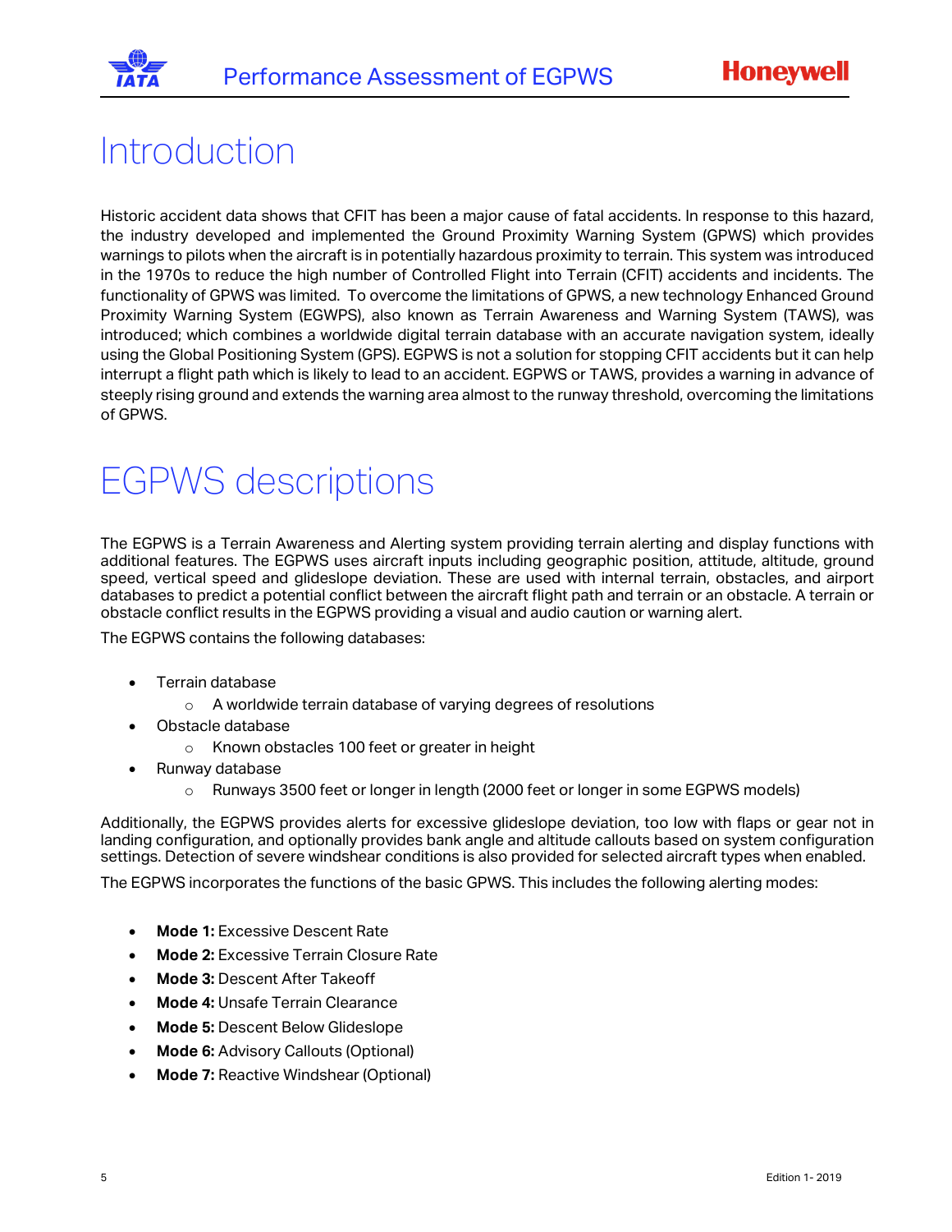# Introduction

Historic accident data shows that CFIT has been a major cause of fatal accidents. In response to this hazard, the industry developed and implemented the Ground Proximity Warning System (GPWS) which provides warnings to pilots when the aircraft is in potentially hazardous proximity to terrain. This system was introduced in the 1970s to reduce the high number of Controlled Flight into Terrain (CFIT) accidents and incidents. The functionality of GPWS was limited. To overcome the limitations of GPWS, a new technology Enhanced Ground Proximity Warning System (EGWPS), also known as Terrain Awareness and Warning System (TAWS), was introduced; which combines a worldwide digital terrain database with an accurate navigation system, ideally using the Global Positioning System (GPS). EGPWS is not a solution for stopping CFIT accidents but it can help interrupt a flight path which is likely to lead to an accident. EGPWS or TAWS, provides a warning in advance of steeply rising ground and extends the warning area almost to the runway threshold, overcoming the limitations of GPWS.

# EGPWS descriptions

The EGPWS is a Terrain Awareness and Alerting system providing terrain alerting and display functions with additional features. The EGPWS uses aircraft inputs including geographic position, attitude, altitude, ground speed, vertical speed and glideslope deviation. These are used with internal terrain, obstacles, and airport databases to predict a potential conflict between the aircraft flight path and terrain or an obstacle. A terrain or obstacle conflict results in the EGPWS providing a visual and audio caution or warning alert.

The EGPWS contains the following databases:

- Terrain database
  - A worldwide terrain database of varying degrees of resolutions
- Obstacle database
  - Known obstacles 100 feet or greater in height
- Runway database
  - Runways 3500 feet or longer in length (2000 feet or longer in some EGPWS models)

Additionally, the EGPWS provides alerts for excessive glideslope deviation, too low with flaps or gear not in landing configuration, and optionally provides bank angle and altitude callouts based on system configuration settings. Detection of severe windshear conditions is also provided for selected aircraft types when enabled.

The EGPWS incorporates the functions of the basic GPWS. This includes the following alerting modes:

- **Mode 1:** Excessive Descent Rate
- **Mode 2:** Excessive Terrain Closure Rate
- **Mode 3:** Descent After Takeoff
- **Mode 4:** Unsafe Terrain Clearance
- **Mode 5:** Descent Below Glideslope
- **Mode 6:** Advisory Callouts (Optional)
- **Mode 7:** Reactive Windshear (Optional)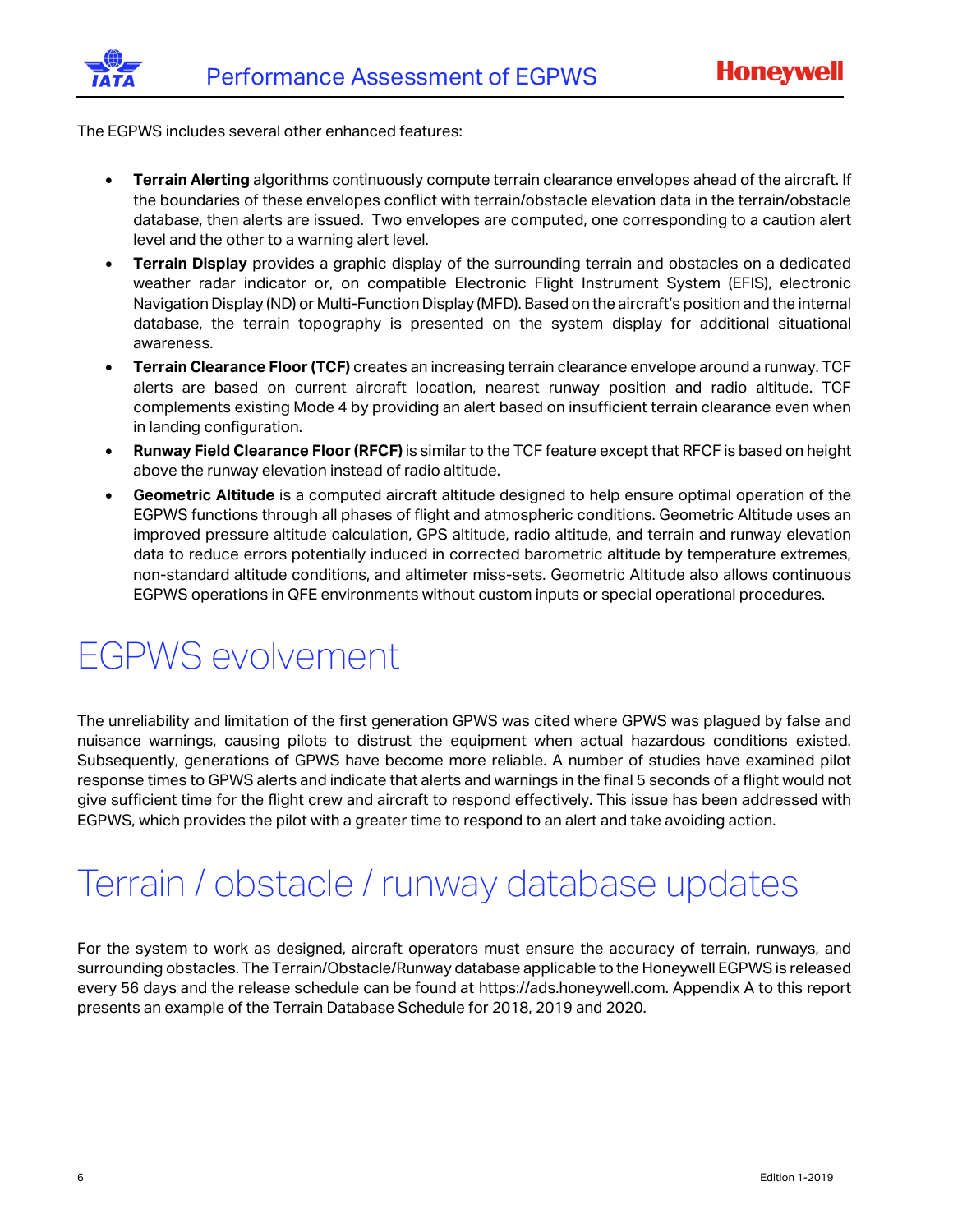The EGPWS includes several other enhanced features:

- **Terrain Alerting** algorithms continuously compute terrain clearance envelopes ahead of the aircraft. If the boundaries of these envelopes conflict with terrain/obstacle elevation data in the terrain/obstacle database, then alerts are issued. Two envelopes are computed, one corresponding to a caution alert level and the other to a warning alert level.
- **Terrain Display** provides a graphic display of the surrounding terrain and obstacles on a dedicated weather radar indicator or, on compatible Electronic Flight Instrument System (EFIS), electronic Navigation Display (ND) or Multi-Function Display (MFD). Based on the aircraft's position and the internal database, the terrain topography is presented on the system display for additional situational awareness.
- **Terrain Clearance Floor (TCF)** creates an increasing terrain clearance envelope around a runway. TCF alerts are based on current aircraft location, nearest runway position and radio altitude. TCF complements existing Mode 4 by providing an alert based on insufficient terrain clearance even when in landing configuration.
- **Runway Field Clearance Floor (RFCF)** is similar to the TCF feature except that RFCF is based on height above the runway elevation instead of radio altitude.
- **Geometric Altitude** is a computed aircraft altitude designed to help ensure optimal operation of the EGPWS functions through all phases of flight and atmospheric conditions. Geometric Altitude uses an improved pressure altitude calculation, GPS altitude, radio altitude, and terrain and runway elevation data to reduce errors potentially induced in corrected barometric altitude by temperature extremes, non-standard altitude conditions, and altimeter miss-sets. Geometric Altitude also allows continuous EGPWS operations in QFE environments without custom inputs or special operational procedures.

# EGPWS evolvement

The unreliability and limitation of the first generation GPWS was cited where GPWS was plagued by false and nuisance warnings, causing pilots to distrust the equipment when actual hazardous conditions existed. Subsequently, generations of GPWS have become more reliable. A number of studies have examined pilot response times to GPWS alerts and indicate that alerts and warnings in the final 5 seconds of a flight would not give sufficient time for the flight crew and aircraft to respond effectively. This issue has been addressed with EGPWS, which provides the pilot with a greater time to respond to an alert and take avoiding action.

# Terrain / obstacle / runway database updates

For the system to work as designed, aircraft operators must ensure the accuracy of terrain, runways, and surrounding obstacles. The Terrain/Obstacle/Runway database applicable to the Honeywell EGPWS is released every 56 days and the release schedule can be found at https://ads.honeywell.com. Appendix A to this report presents an example of the Terrain Database Schedule for 2018, 2019 and 2020.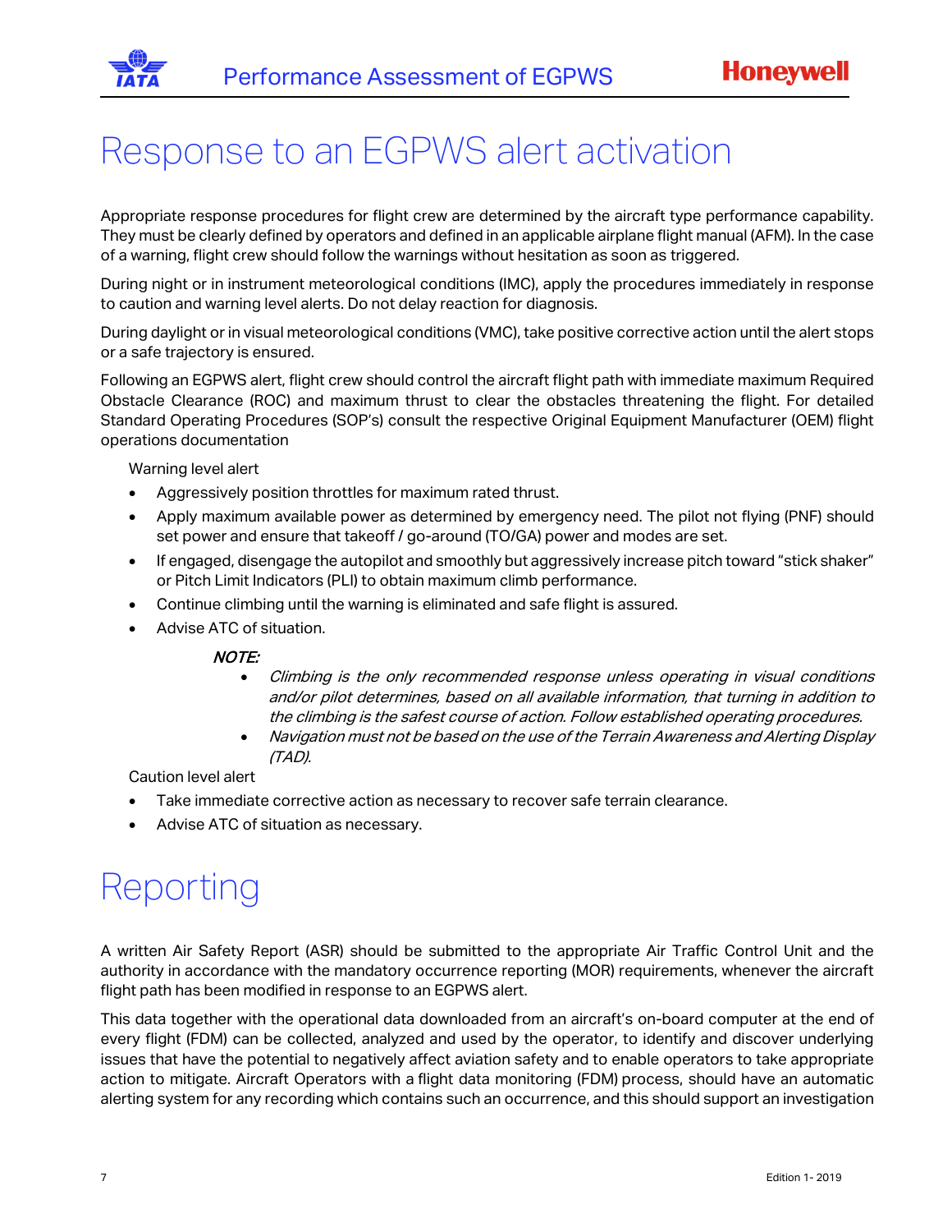# Response to an EGPWS alert activation

Appropriate response procedures for flight crew are determined by the aircraft type performance capability. They must be clearly defined by operators and defined in an applicable airplane flight manual (AFM). In the case of a warning, flight crew should follow the warnings without hesitation as soon as triggered.

During night or in instrument meteorological conditions (IMC), apply the procedures immediately in response to caution and warning level alerts. Do not delay reaction for diagnosis.

During daylight or in visual meteorological conditions (VMC), take positive corrective action until the alert stops or a safe trajectory is ensured.

Following an EGPWS alert, flight crew should control the aircraft flight path with immediate maximum Required Obstacle Clearance (ROC) and maximum thrust to clear the obstacles threatening the flight. For detailed Standard Operating Procedures (SOP's) consult the respective Original Equipment Manufacturer (OEM) flight operations documentation

Warning level alert

- Aggressively position throttles for maximum rated thrust.
- Apply maximum available power as determined by emergency need. The pilot not flying (PNF) should set power and ensure that takeoff / go-around (TO/GA) power and modes are set.
- If engaged, disengage the autopilot and smoothly but aggressively increase pitch toward "stick shaker" or Pitch Limit Indicators (PLI) to obtain maximum climb performance.
- Continue climbing until the warning is eliminated and safe flight is assured.
- Advise ATC of situation.

*NOTE:*

- *Climbing is the only recommended response unless operating in visual conditions and/or pilot determines, based on all available information, that turning in addition to the climbing is the safest course of action. Follow established operating procedures.*
- *Navigation must not be based on the use of the Terrain Awareness and Alerting Display (TAD).*

Caution level alert

- Take immediate corrective action as necessary to recover safe terrain clearance.
- Advise ATC of situation as necessary.

# Reporting

A written Air Safety Report (ASR) should be submitted to the appropriate Air Traffic Control Unit and the authority in accordance with the mandatory occurrence reporting (MOR) requirements, whenever the aircraft flight path has been modified in response to an EGPWS alert.

This data together with the operational data downloaded from an aircraft's on-board computer at the end of every flight (FDM) can be collected, analyzed and used by the operator, to identify and discover underlying issues that have the potential to negatively affect aviation safety and to enable operators to take appropriate action to mitigate. Aircraft Operators with a flight data monitoring (FDM) process, should have an automatic alerting system for any recording which contains such an occurrence, and this should support an investigation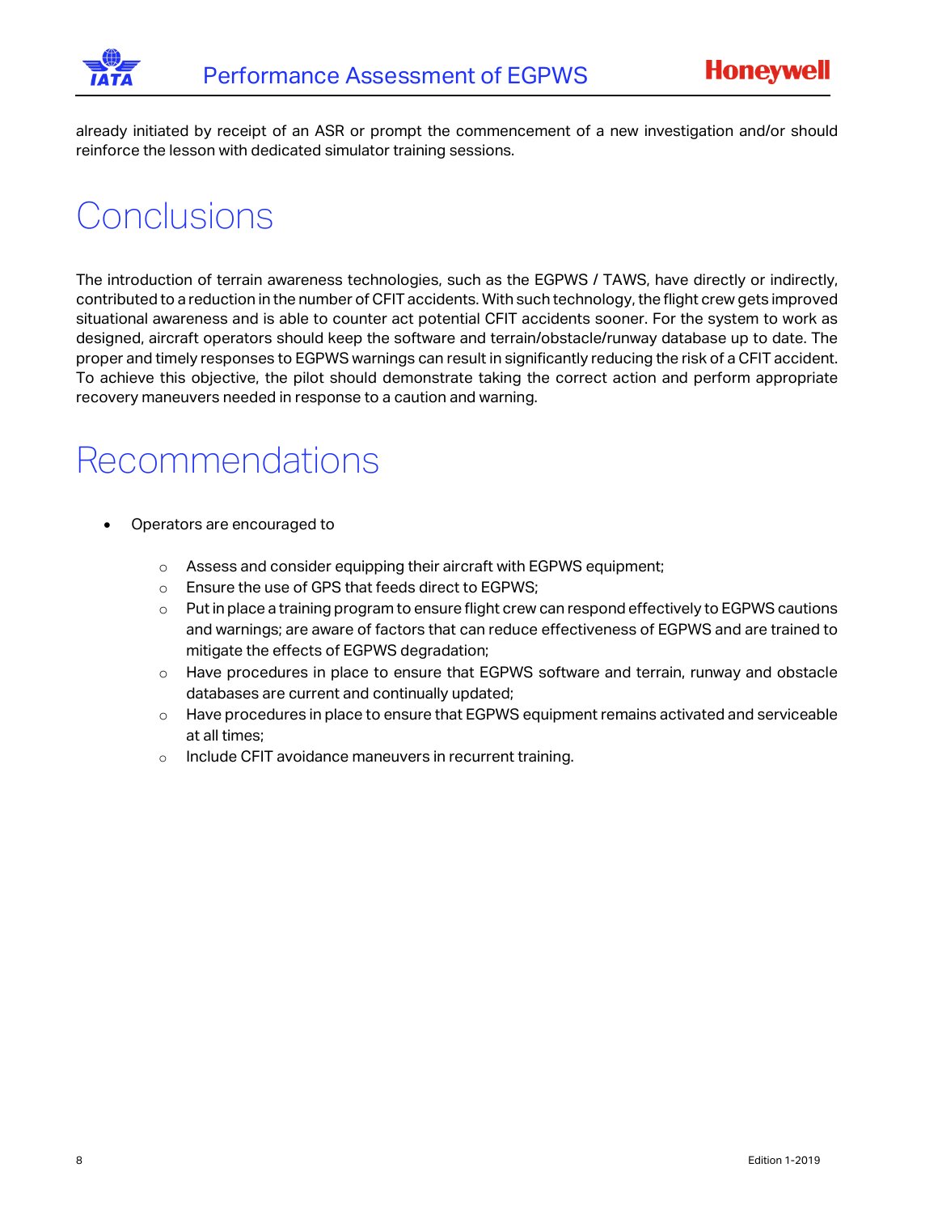already initiated by receipt of an ASR or prompt the commencement of a new investigation and/or should reinforce the lesson with dedicated simulator training sessions.

# Conclusions

The introduction of terrain awareness technologies, such as the EGPWS / TAWS, have directly or indirectly, contributed to a reduction in the number of CFIT accidents. With such technology, the flight crew gets improved situational awareness and is able to counter act potential CFIT accidents sooner. For the system to work as designed, aircraft operators should keep the software and terrain/obstacle/runway database up to date. The proper and timely responses to EGPWS warnings can result in significantly reducing the risk of a CFIT accident. To achieve this objective, the pilot should demonstrate taking the correct action and perform appropriate recovery maneuvers needed in response to a caution and warning.

# Recommendations

- Operators are encouraged to
  - Assess and consider equipping their aircraft with EGPWS equipment;
  - Ensure the use of GPS that feeds direct to EGPWS;
  - Put in place a training program to ensure flight crew can respond effectively to EGPWS cautions and warnings; are aware of factors that can reduce effectiveness of EGPWS and are trained to mitigate the effects of EGPWS degradation;
  - Have procedures in place to ensure that EGPWS software and terrain, runway and obstacle databases are current and continually updated;
  - Have procedures in place to ensure that EGPWS equipment remains activated and serviceable at all times;
  - Include CFIT avoidance maneuvers in recurrent training.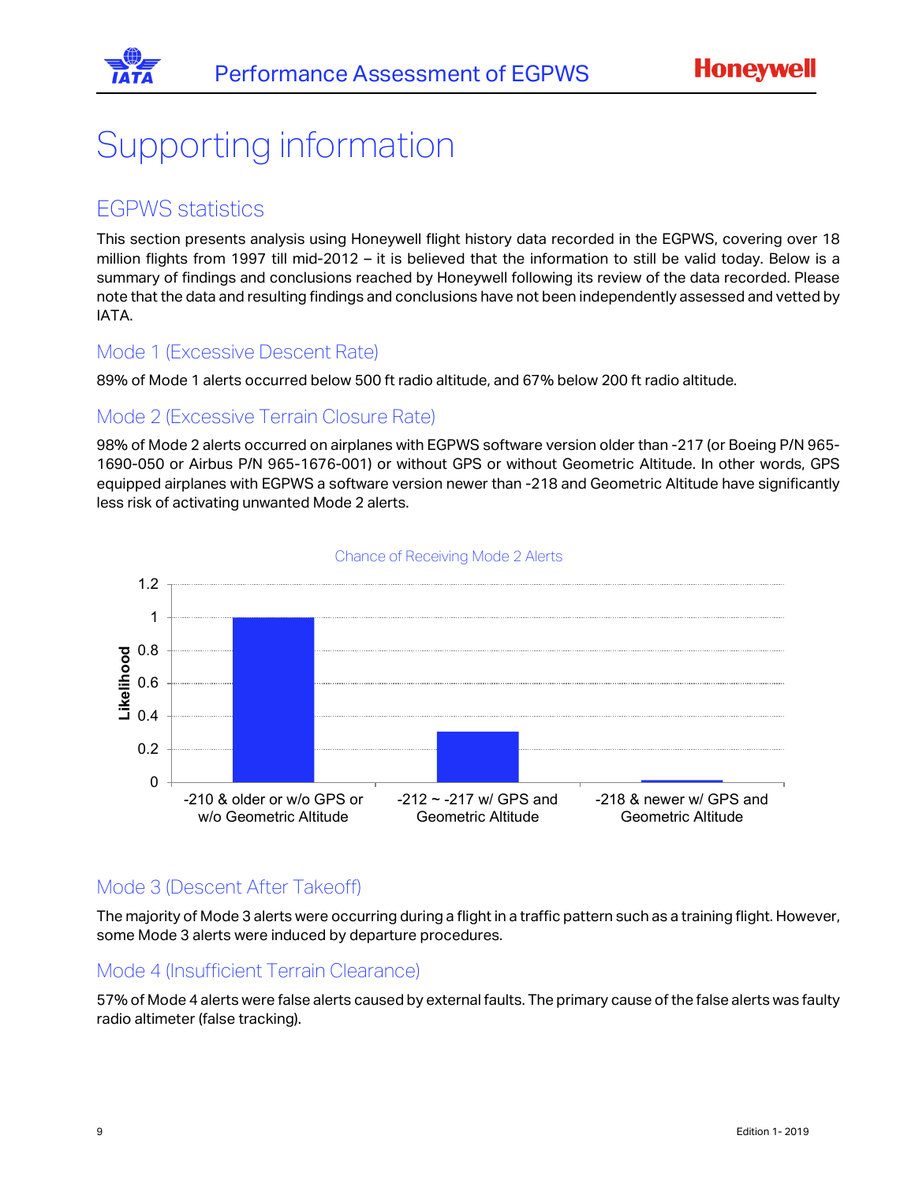# Supporting information

## EGPWS statistics

This section presents analysis using Honeywell flight history data recorded in the EGPWS, covering over 18 million flights from 1997 till mid-2012 – it is believed that the information to still be valid today. Below is a summary of findings and conclusions reached by Honeywell following its review of the data recorded. Please note that the data and resulting findings and conclusions have not been independently assessed and vetted by IATA.

### Mode 1 (Excessive Descent Rate)

89% of Mode 1 alerts occurred below 500 ft radio altitude, and 67% below 200 ft radio altitude.

### Mode 2 (Excessive Terrain Closure Rate)

98% of Mode 2 alerts occurred on airplanes with EGPWS software version older than -217 (or Boeing P/N 965-1690-050 or Airbus P/N 965-1676-001) or without GPS or without Geometric Altitude. In other words, GPS equipped airplanes with EGPWS a software version newer than -218 and Geometric Altitude have significantly less risk of activating unwanted Mode 2 alerts.

Chance of Receiving Mode 2 Alerts

| | Likelihood |
|---|---|
| -210 & older or w/o GPS or w/o Geometric Altitude | 1 |
| -212 ~ -217 w/ GPS and Geometric Altitude | 0.3 |
| -218 & newer w/ GPS and Geometric Altitude | 0.01 |

### Mode 3 (Descent After Takeoff)

The majority of Mode 3 alerts were occurring during a flight in a traffic pattern such as a training flight. However, some Mode 3 alerts were induced by departure procedures.

### Mode 4 (Insufficient Terrain Clearance)

57% of Mode 4 alerts were false alerts caused by external faults. The primary cause of the false alerts was faulty radio altimeter (false tracking).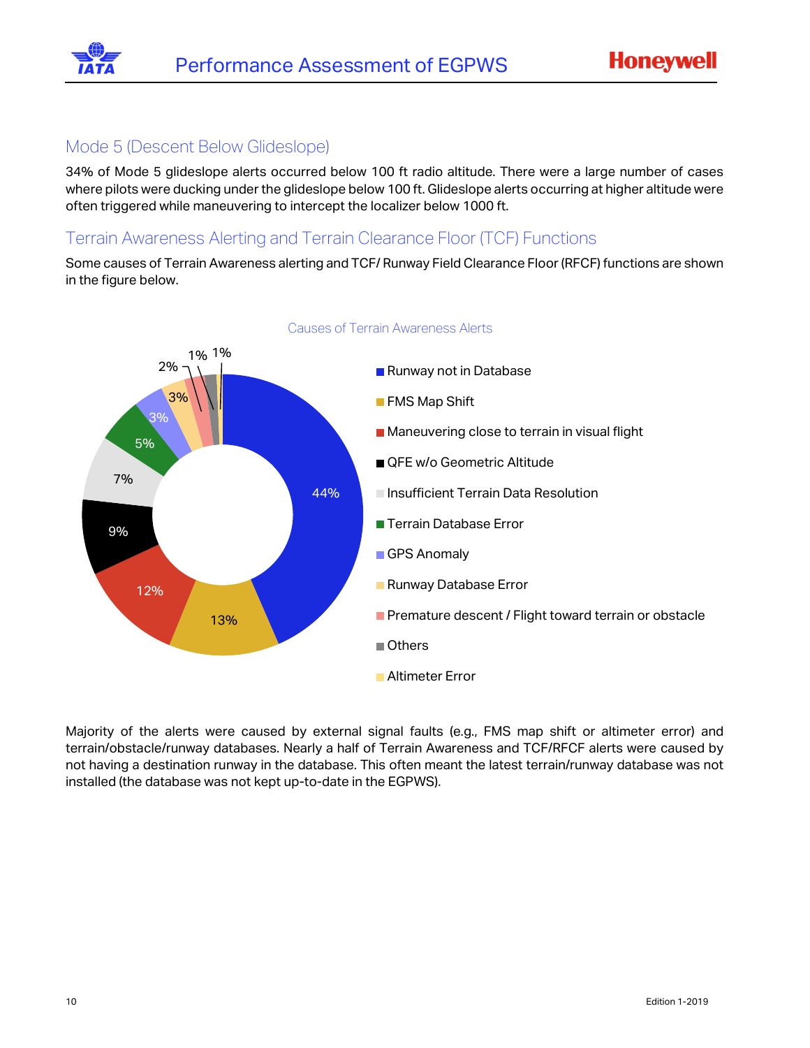## Mode 5 (Descent Below Glideslope)

34% of Mode 5 glideslope alerts occurred below 100 ft radio altitude. There were a large number of cases where pilots were ducking under the glideslope below 100 ft. Glideslope alerts occurring at higher altitude were often triggered while maneuvering to intercept the localizer below 1000 ft.

## Terrain Awareness Alerting and Terrain Clearance Floor (TCF) Functions

Some causes of Terrain Awareness alerting and TCF/ Runway Field Clearance Floor (RFCF) functions are shown in the figure below.

Causes of Terrain Awareness Alerts

| Cause | Percentage |
|---|---|
| Runway not in Database | 44% |
| FMS Map Shift | 13% |
| Maneuvering close to terrain in visual flight | 12% |
| QFE w/o Geometric Altitude | 9% |
| Insufficient Terrain Data Resolution | 7% |
| Terrain Database Error | 5% |
| GPS Anomaly | 3% |
| Runway Database Error | 3% |
| Premature descent / Flight toward terrain or obstacle | 2% |
| Others | 1% |
| Altimeter Error | 1% |

Majority of the alerts were caused by external signal faults (e.g., FMS map shift or altimeter error) and terrain/obstacle/runway databases. Nearly a half of Terrain Awareness and TCF/RFCF alerts were caused by not having a destination runway in the database. This often meant the latest terrain/runway database was not installed (the database was not kept up-to-date in the EGPWS).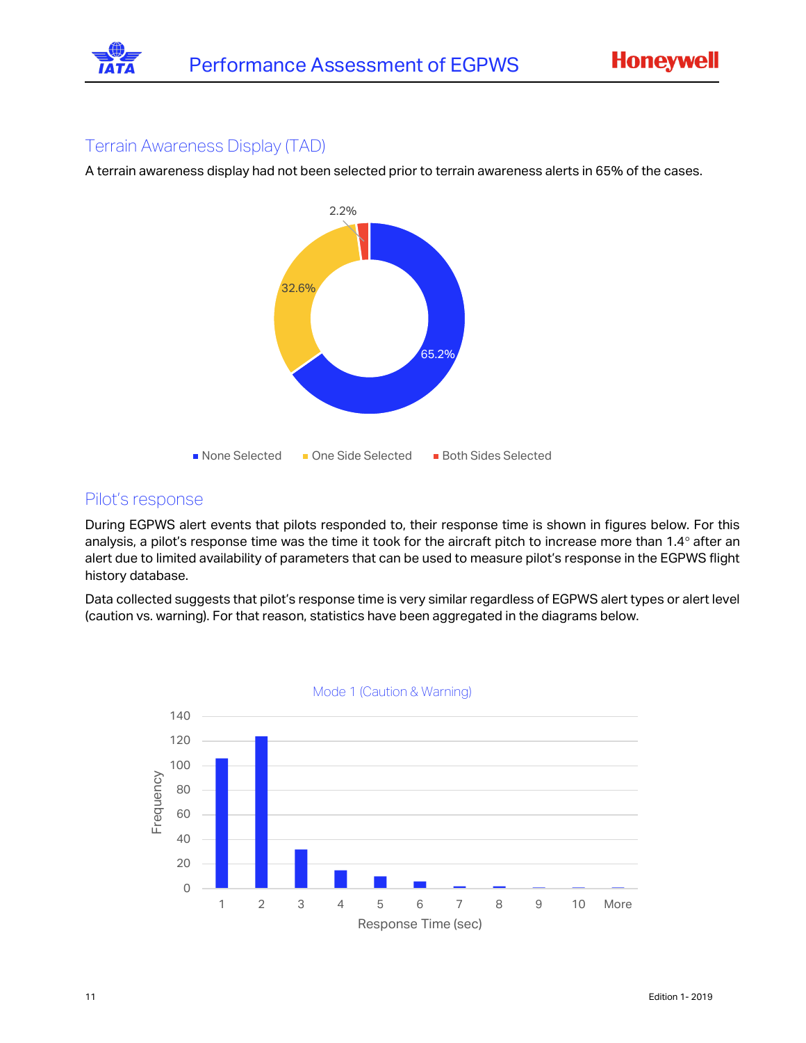## Terrain Awareness Display (TAD)

A terrain awareness display had not been selected prior to terrain awareness alerts in 65% of the cases.

2.2%

32.6%

65.2%

None Selected One Side Selected Both Sides Selected

## Pilot's response

During EGPWS alert events that pilots responded to, their response time is shown in figures below. For this analysis, a pilot's response time was the time it took for the aircraft pitch to increase more than 1.4° after an alert due to limited availability of parameters that can be used to measure pilot's response in the EGPWS flight history database.

Data collected suggests that pilot's response time is very similar regardless of EGPWS alert types or alert level (caution vs. warning). For that reason, statistics have been aggregated in the diagrams below.

Mode 1 (Caution & Warning)

Frequency: 0, 20, 40, 60, 80, 100, 120, 140

Response Time (sec): 1, 2, 3, 4, 5, 6, 7, 8, 9, 10, More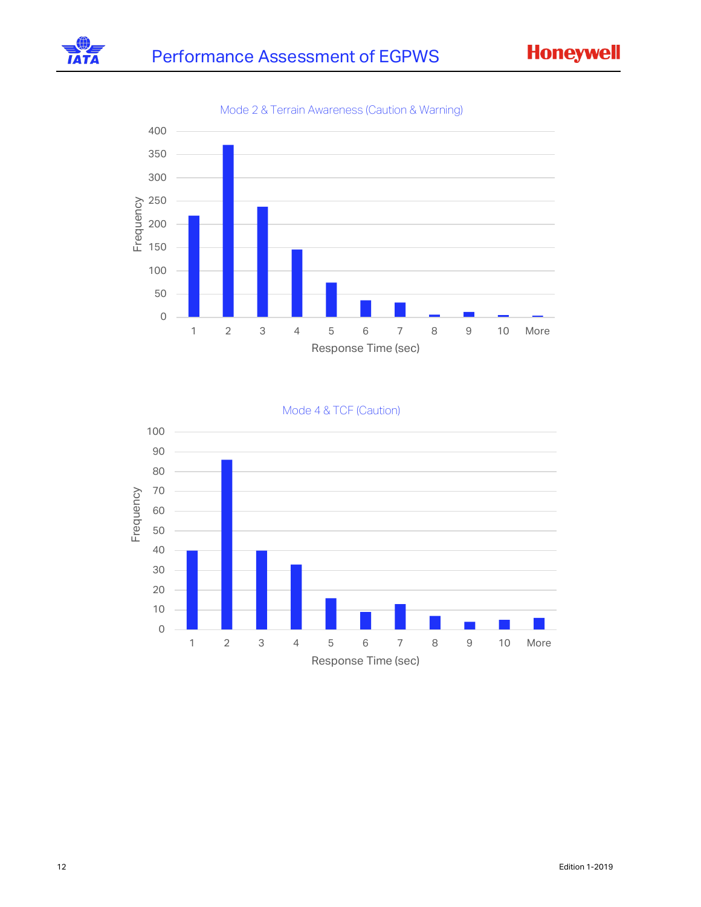Mode 2 & Terrain Awareness (Caution & Warning)

| Response Time (sec) | Frequency |
|---|---|
| 1 | 218 |
| 2 | 370 |
| 3 | 237 |
| 4 | 145 |
| 5 | 74 |
| 6 | 36 |
| 7 | 31 |
| 8 | 5 |
| 9 | 11 |
| 10 | 4 |
| More | 3 |

Mode 4 & TCF (Caution)

| Response Time (sec) | Frequency |
|---|---|
| 1 | 40 |
| 2 | 86 |
| 3 | 40 |
| 4 | 33 |
| 5 | 16 |
| 6 | 9 |
| 7 | 13 |
| 8 | 7 |
| 9 | 4 |
| 10 | 5 |
| More | 6 |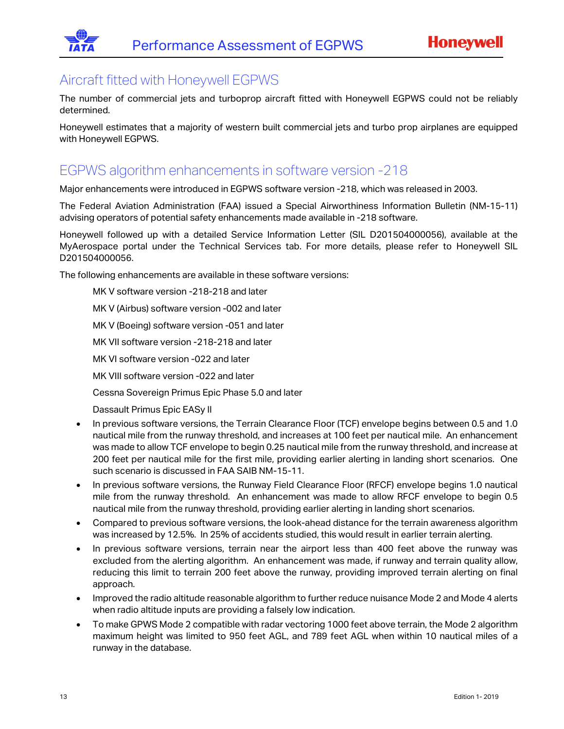## Aircraft fitted with Honeywell EGPWS

The number of commercial jets and turboprop aircraft fitted with Honeywell EGPWS could not be reliably determined.

Honeywell estimates that a majority of western built commercial jets and turbo prop airplanes are equipped with Honeywell EGPWS.

## EGPWS algorithm enhancements in software version -218

Major enhancements were introduced in EGPWS software version -218, which was released in 2003.

The Federal Aviation Administration (FAA) issued a Special Airworthiness Information Bulletin (NM-15-11) advising operators of potential safety enhancements made available in -218 software.

Honeywell followed up with a detailed Service Information Letter (SIL D201504000056), available at the MyAerospace portal under the Technical Services tab. For more details, please refer to Honeywell SIL D201504000056.

The following enhancements are available in these software versions:

MK V software version -218-218 and later

MK V (Airbus) software version -002 and later

MK V (Boeing) software version -051 and later

MK VII software version -218-218 and later

MK VI software version -022 and later

MK VIII software version -022 and later

Cessna Sovereign Primus Epic Phase 5.0 and later

Dassault Primus Epic EASy II

- In previous software versions, the Terrain Clearance Floor (TCF) envelope begins between 0.5 and 1.0 nautical mile from the runway threshold, and increases at 100 feet per nautical mile. An enhancement was made to allow TCF envelope to begin 0.25 nautical mile from the runway threshold, and increase at 200 feet per nautical mile for the first mile, providing earlier alerting in landing short scenarios. One such scenario is discussed in FAA SAIB NM-15-11.
- In previous software versions, the Runway Field Clearance Floor (RFCF) envelope begins 1.0 nautical mile from the runway threshold. An enhancement was made to allow RFCF envelope to begin 0.5 nautical mile from the runway threshold, providing earlier alerting in landing short scenarios.
- Compared to previous software versions, the look-ahead distance for the terrain awareness algorithm was increased by 12.5%. In 25% of accidents studied, this would result in earlier terrain alerting.
- In previous software versions, terrain near the airport less than 400 feet above the runway was excluded from the alerting algorithm. An enhancement was made, if runway and terrain quality allow, reducing this limit to terrain 200 feet above the runway, providing improved terrain alerting on final approach.
- Improved the radio altitude reasonable algorithm to further reduce nuisance Mode 2 and Mode 4 alerts when radio altitude inputs are providing a falsely low indication.
- To make GPWS Mode 2 compatible with radar vectoring 1000 feet above terrain, the Mode 2 algorithm maximum height was limited to 950 feet AGL, and 789 feet AGL when within 10 nautical miles of a runway in the database.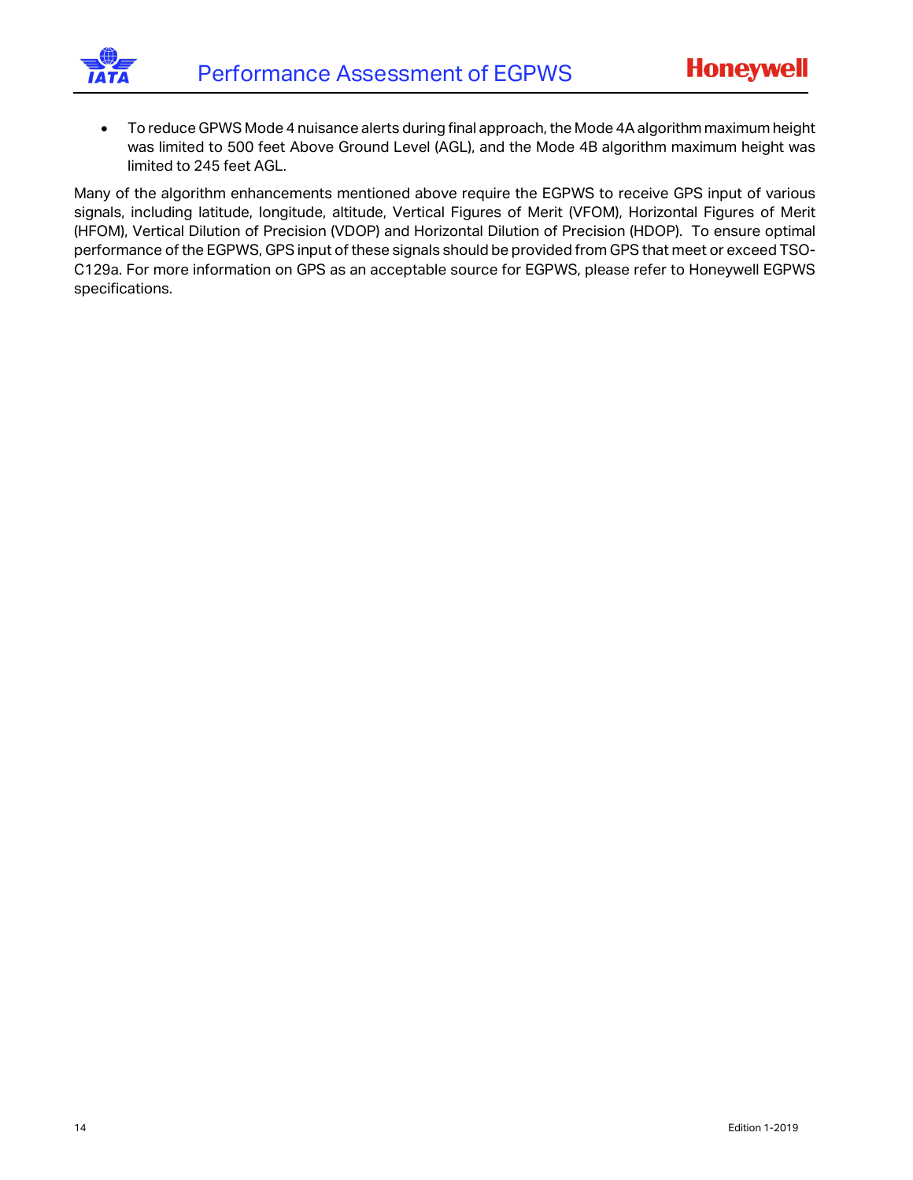- To reduce GPWS Mode 4 nuisance alerts during final approach, the Mode 4A algorithm maximum height was limited to 500 feet Above Ground Level (AGL), and the Mode 4B algorithm maximum height was limited to 245 feet AGL.

Many of the algorithm enhancements mentioned above require the EGPWS to receive GPS input of various signals, including latitude, longitude, altitude, Vertical Figures of Merit (VFOM), Horizontal Figures of Merit (HFOM), Vertical Dilution of Precision (VDOP) and Horizontal Dilution of Precision (HDOP). To ensure optimal performance of the EGPWS, GPS input of these signals should be provided from GPS that meet or exceed TSO-C129a. For more information on GPS as an acceptable source for EGPWS, please refer to Honeywell EGPWS specifications.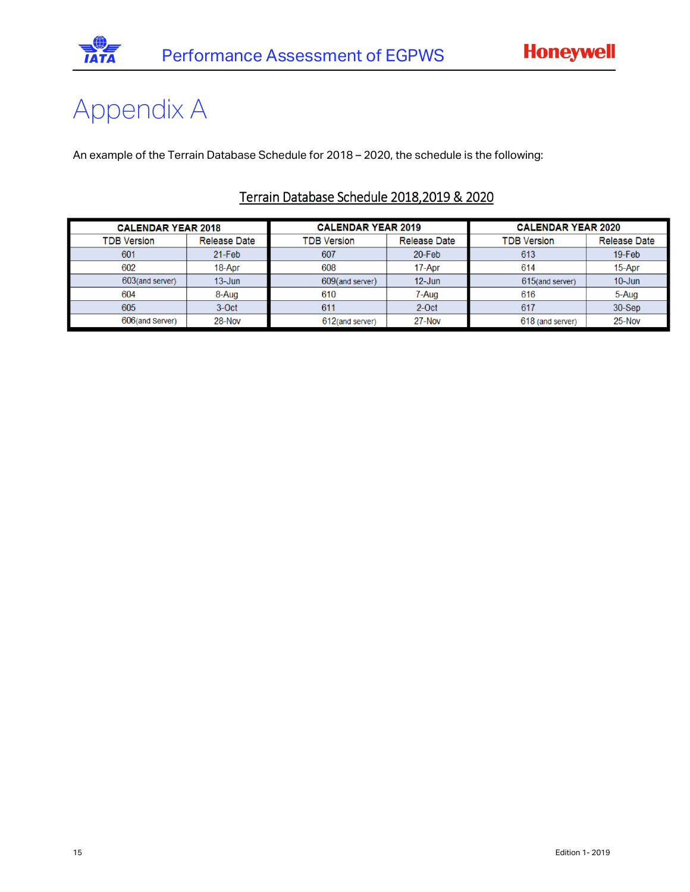# Appendix A

An example of the Terrain Database Schedule for 2018 – 2020, the schedule is the following:

## Terrain Database Schedule 2018,2019 & 2020

| CALENDAR YEAR 2018 | | CALENDAR YEAR 2019 | | CALENDAR YEAR 2020 | |
|---|---|---|---|---|---|
| TDB Version | Release Date | TDB Version | Release Date | TDB Version | Release Date |
| 601 | 21-Feb | 607 | 20-Feb | 613 | 19-Feb |
| 602 | 18-Apr | 608 | 17-Apr | 614 | 15-Apr |
| 603(and server) | 13-Jun | 609(and server) | 12-Jun | 615(and server) | 10-Jun |
| 604 | 8-Aug | 610 | 7-Aug | 616 | 5-Aug |
| 605 | 3-Oct | 611 | 2-Oct | 617 | 30-Sep |
| 606(and Server) | 28-Nov | 612(and server) | 27-Nov | 618 (and server) | 25-Nov |